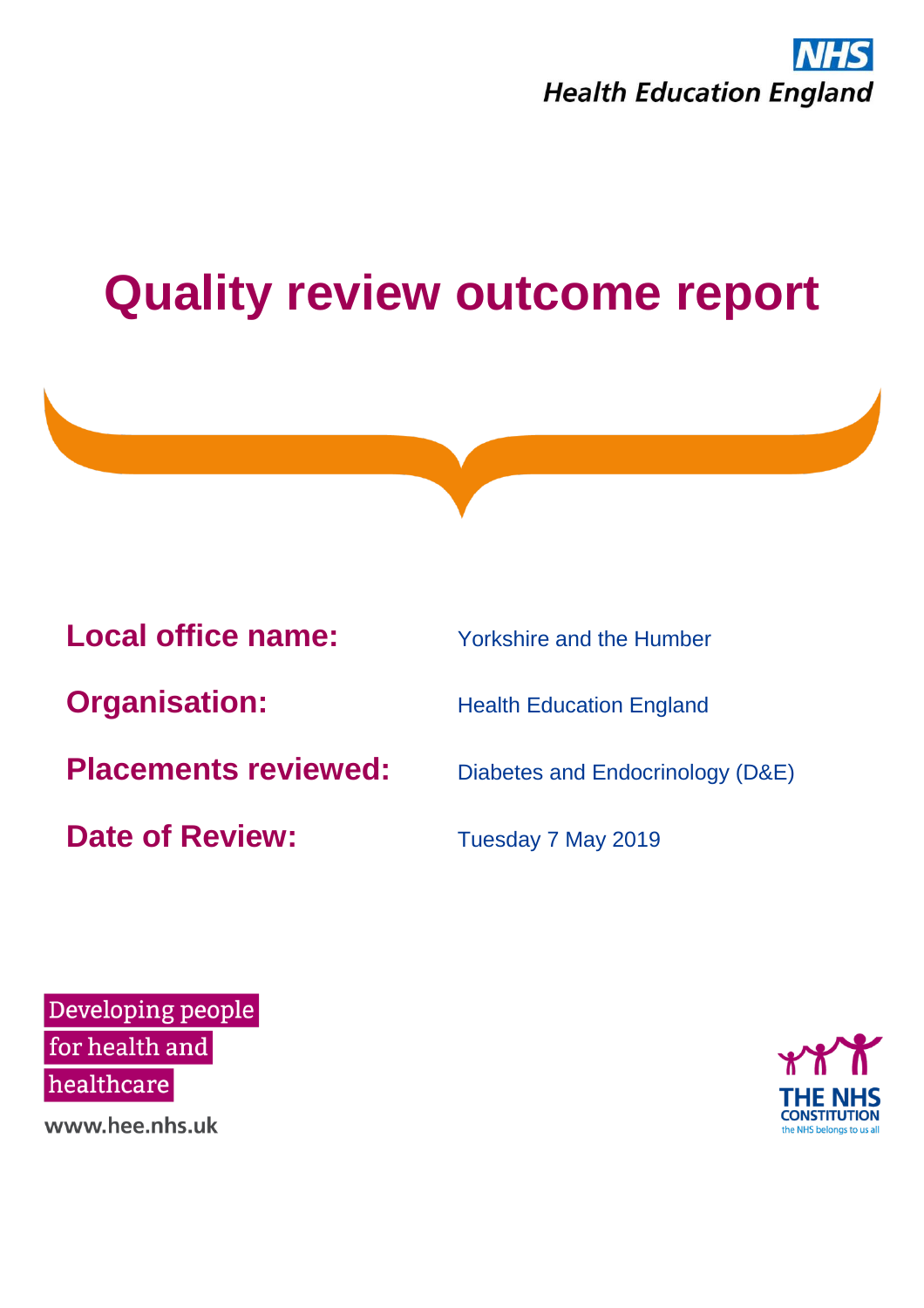NHS Health Education England

# Quality review outcome report

**Local office name:** Yorkshire and the Humber

**Organisation:** Health Education England

**Placements reviewed:** Diabetes and Endocrinology (D&E)

**Date of Review:** Tuesday 7 May 2019

Developing people for health and healthcare

www.hee.nhs.uk

THE NHS CONSTITUTION the NHS belongs to us all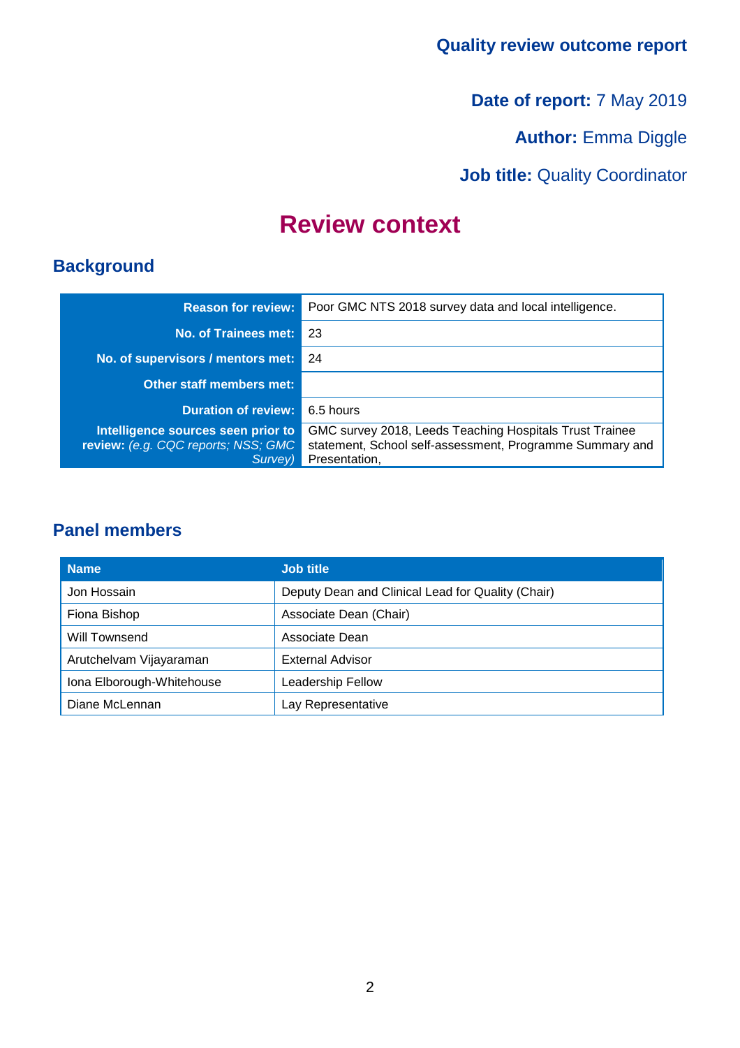**Quality review outcome report**

**Date of report:** 7 May 2019

**Author:** Emma Diggle

**Job title:** Quality Coordinator

# Review context

## Background

| | |
|---|---|
| **Reason for review:** | Poor GMC NTS 2018 survey data and local intelligence. |
| **No. of Trainees met:** | 23 |
| **No. of supervisors / mentors met:** | 24 |
| **Other staff members met:** | |
| **Duration of review:** | 6.5 hours |
| **Intelligence sources seen prior to review:** *(e.g. CQC reports; NSS; GMC Survey)* | GMC survey 2018, Leeds Teaching Hospitals Trust Trainee statement, School self-assessment, Programme Summary and Presentation, |

## Panel members

| Name | Job title |
|---|---|
| Jon Hossain | Deputy Dean and Clinical Lead for Quality (Chair) |
| Fiona Bishop | Associate Dean (Chair) |
| Will Townsend | Associate Dean |
| Arutchelvam Vijayaraman | External Advisor |
| Iona Elborough-Whitehouse | Leadership Fellow |
| Diane McLennan | Lay Representative |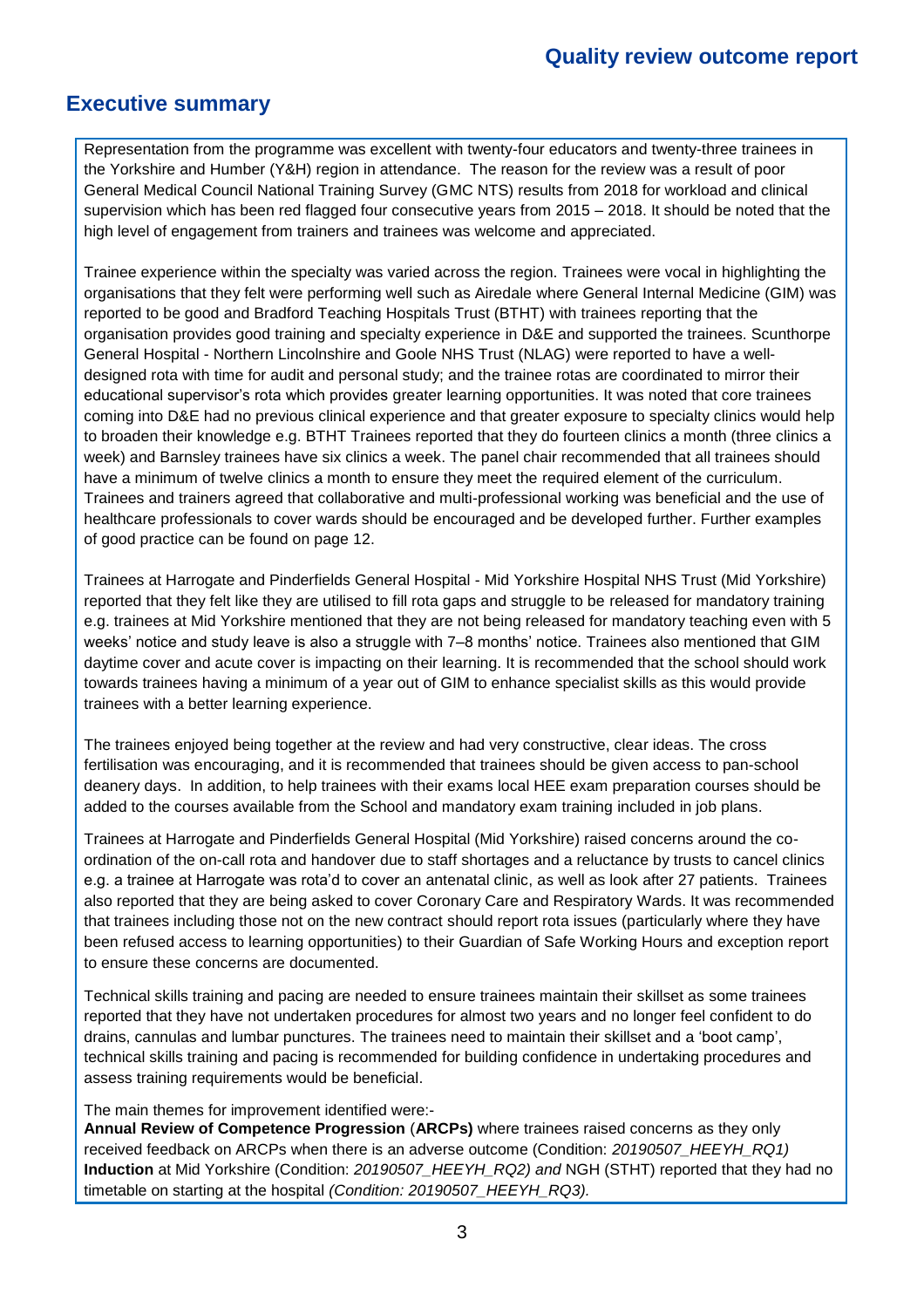## Executive summary

Representation from the programme was excellent with twenty-four educators and twenty-three trainees in the Yorkshire and Humber (Y&H) region in attendance. The reason for the review was a result of poor General Medical Council National Training Survey (GMC NTS) results from 2018 for workload and clinical supervision which has been red flagged four consecutive years from 2015 – 2018. It should be noted that the high level of engagement from trainers and trainees was welcome and appreciated.

Trainee experience within the specialty was varied across the region. Trainees were vocal in highlighting the organisations that they felt were performing well such as Airedale where General Internal Medicine (GIM) was reported to be good and Bradford Teaching Hospitals Trust (BTHT) with trainees reporting that the organisation provides good training and specialty experience in D&E and supported the trainees. Scunthorpe General Hospital - Northern Lincolnshire and Goole NHS Trust (NLAG) were reported to have a well-designed rota with time for audit and personal study; and the trainee rotas are coordinated to mirror their educational supervisor's rota which provides greater learning opportunities. It was noted that core trainees coming into D&E had no previous clinical experience and that greater exposure to specialty clinics would help to broaden their knowledge e.g. BTHT Trainees reported that they do fourteen clinics a month (three clinics a week) and Barnsley trainees have six clinics a week. The panel chair recommended that all trainees should have a minimum of twelve clinics a month to ensure they meet the required element of the curriculum. Trainees and trainers agreed that collaborative and multi-professional working was beneficial and the use of healthcare professionals to cover wards should be encouraged and be developed further. Further examples of good practice can be found on page 12.

Trainees at Harrogate and Pinderfields General Hospital - Mid Yorkshire Hospital NHS Trust (Mid Yorkshire) reported that they felt like they are utilised to fill rota gaps and struggle to be released for mandatory training e.g. trainees at Mid Yorkshire mentioned that they are not being released for mandatory teaching even with 5 weeks' notice and study leave is also a struggle with 7–8 months' notice. Trainees also mentioned that GIM daytime cover and acute cover is impacting on their learning. It is recommended that the school should work towards trainees having a minimum of a year out of GIM to enhance specialist skills as this would provide trainees with a better learning experience.

The trainees enjoyed being together at the review and had very constructive, clear ideas. The cross fertilisation was encouraging, and it is recommended that trainees should be given access to pan-school deanery days. In addition, to help trainees with their exams local HEE exam preparation courses should be added to the courses available from the School and mandatory exam training included in job plans.

Trainees at Harrogate and Pinderfields General Hospital (Mid Yorkshire) raised concerns around the co-ordination of the on-call rota and handover due to staff shortages and a reluctance by trusts to cancel clinics e.g. a trainee at Harrogate was rota'd to cover an antenatal clinic, as well as look after 27 patients. Trainees also reported that they are being asked to cover Coronary Care and Respiratory Wards. It was recommended that trainees including those not on the new contract should report rota issues (particularly where they have been refused access to learning opportunities) to their Guardian of Safe Working Hours and exception report to ensure these concerns are documented.

Technical skills training and pacing are needed to ensure trainees maintain their skillset as some trainees reported that they have not undertaken procedures for almost two years and no longer feel confident to do drains, cannulas and lumbar punctures. The trainees need to maintain their skillset and a 'boot camp', technical skills training and pacing is recommended for building confidence in undertaking procedures and assess training requirements would be beneficial.

The main themes for improvement identified were:-

**Annual Review of Competence Progression** (**ARCPs)** where trainees raised concerns as they only received feedback on ARCPs when there is an adverse outcome (Condition: *20190507_HEEYH_RQ1)*
**Induction** at Mid Yorkshire (Condition: *20190507_HEEYH_RQ2) and* NGH (STHT) reported that they had no timetable on starting at the hospital *(Condition: 20190507_HEEYH_RQ3).*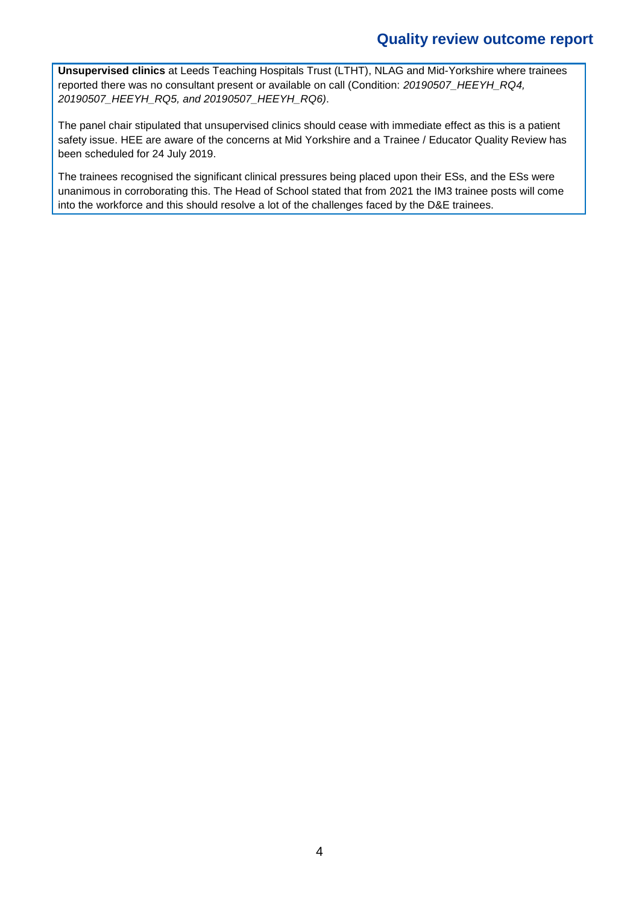**Unsupervised clinics** at Leeds Teaching Hospitals Trust (LTHT), NLAG and Mid-Yorkshire where trainees reported there was no consultant present or available on call (Condition: *20190507_HEEYH_RQ4, 20190507_HEEYH_RQ5, and 20190507_HEEYH_RQ6)*.

The panel chair stipulated that unsupervised clinics should cease with immediate effect as this is a patient safety issue. HEE are aware of the concerns at Mid Yorkshire and a Trainee / Educator Quality Review has been scheduled for 24 July 2019.

The trainees recognised the significant clinical pressures being placed upon their ESs, and the ESs were unanimous in corroborating this. The Head of School stated that from 2021 the IM3 trainee posts will come into the workforce and this should resolve a lot of the challenges faced by the D&E trainees.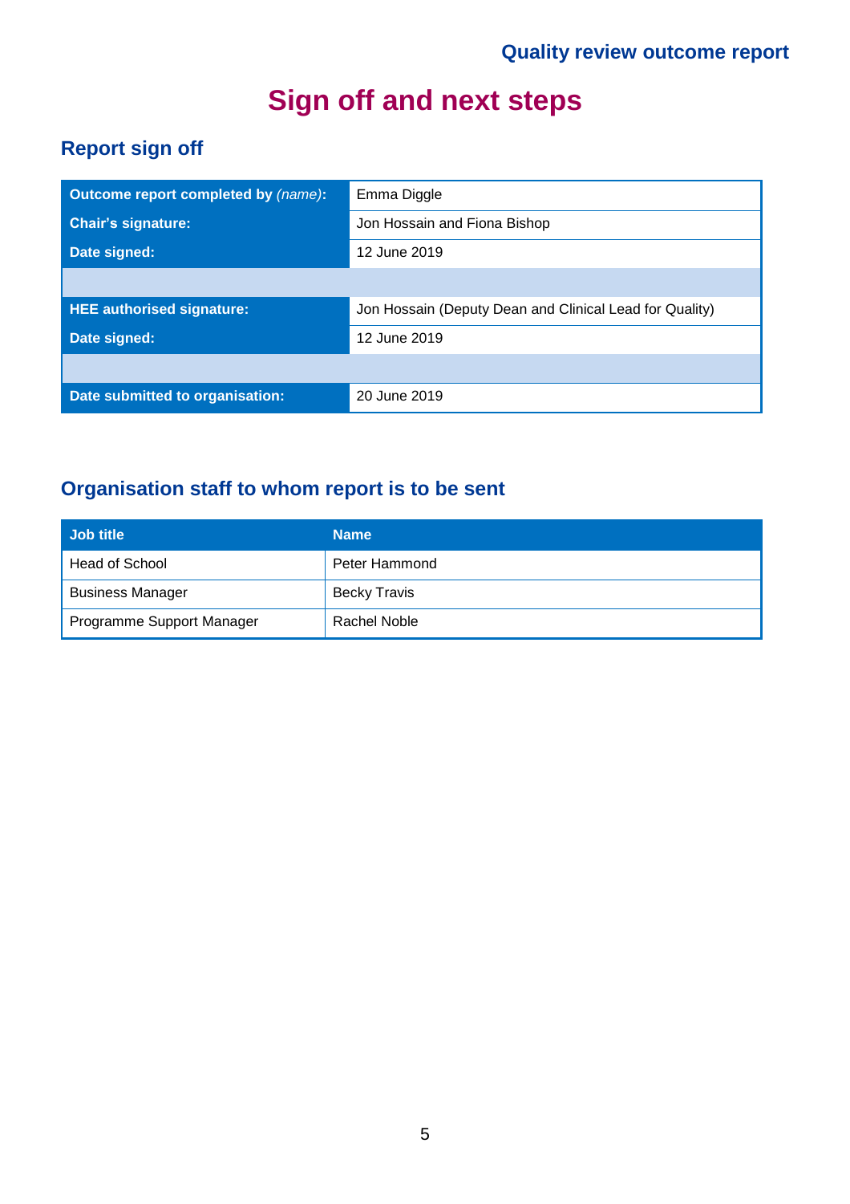# Sign off and next steps

## Report sign off

| | |
|---|---|
| **Outcome report completed by** *(name)***:** | Emma Diggle |
| **Chair's signature:** | Jon Hossain and Fiona Bishop |
| **Date signed:** | 12 June 2019 |
| | |
| **HEE authorised signature:** | Jon Hossain (Deputy Dean and Clinical Lead for Quality) |
| **Date signed:** | 12 June 2019 |
| | |
| **Date submitted to organisation:** | 20 June 2019 |

## Organisation staff to whom report is to be sent

| Job title | Name |
|---|---|
| Head of School | Peter Hammond |
| Business Manager | Becky Travis |
| Programme Support Manager | Rachel Noble |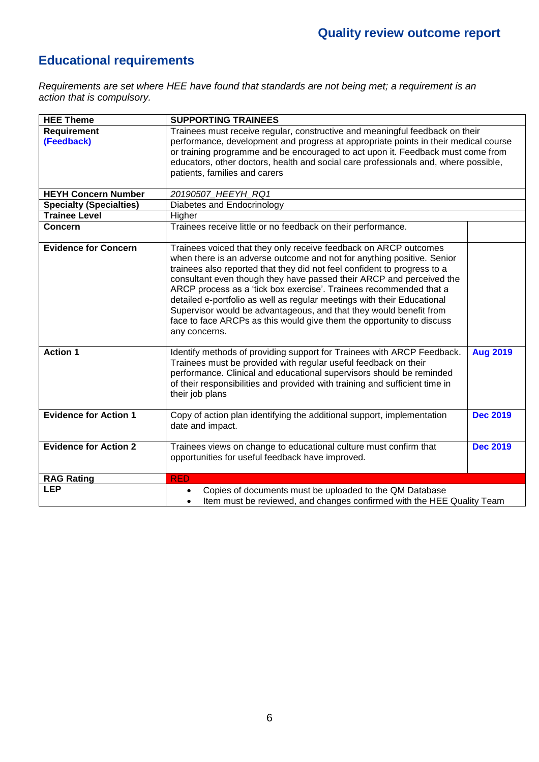## Educational requirements

*Requirements are set where HEE have found that standards are not being met; a requirement is an action that is compulsory.*

| HEE Theme | SUPPORTING TRAINEES | |
|---|---|---|
| **Requirement (Feedback)** | Trainees must receive regular, constructive and meaningful feedback on their performance, development and progress at appropriate points in their medical course or training programme and be encouraged to act upon it. Feedback must come from educators, other doctors, health and social care professionals and, where possible, patients, families and carers | |
| **HEYH Concern Number** | *20190507_HEEYH_RQ1* | |
| **Specialty (Specialties)** | Diabetes and Endocrinology | |
| **Trainee Level** | Higher | |
| **Concern** | Trainees receive little or no feedback on their performance. | |
| **Evidence for Concern** | Trainees voiced that they only receive feedback on ARCP outcomes when there is an adverse outcome and not for anything positive. Senior trainees also reported that they did not feel confident to progress to a consultant even though they have passed their ARCP and perceived the ARCP process as a 'tick box exercise'. Trainees recommended that a detailed e-portfolio as well as regular meetings with their Educational Supervisor would be advantageous, and that they would benefit from face to face ARCPs as this would give them the opportunity to discuss any concerns. | |
| **Action 1** | Identify methods of providing support for Trainees with ARCP Feedback. Trainees must be provided with regular useful feedback on their performance. Clinical and educational supervisors should be reminded of their responsibilities and provided with training and sufficient time in their job plans | **Aug 2019** |
| **Evidence for Action 1** | Copy of action plan identifying the additional support, implementation date and impact. | **Dec 2019** |
| **Evidence for Action 2** | Trainees views on change to educational culture must confirm that opportunities for useful feedback have improved. | **Dec 2019** |
| **RAG Rating** | RED | |
| **LEP** | • Copies of documents must be uploaded to the QM Database<br>• Item must be reviewed, and changes confirmed with the HEE Quality Team | |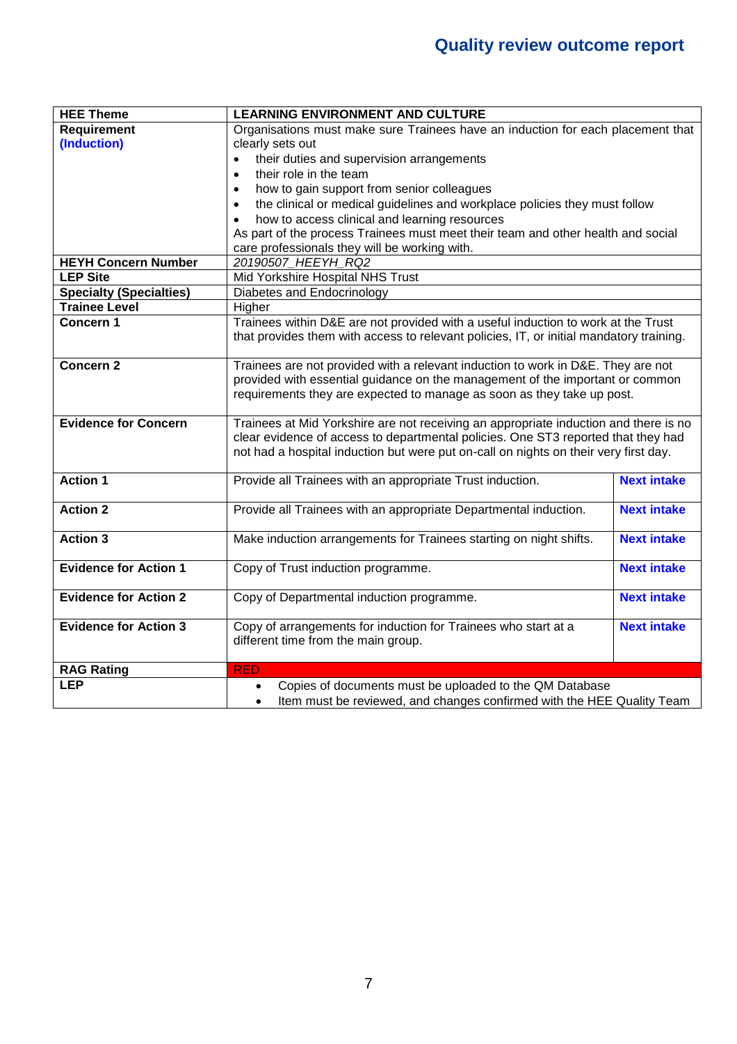## Quality review outcome report

| HEE Theme | LEARNING ENVIRONMENT AND CULTURE | |
|---|---|---|
| **Requirement (Induction)** | Organisations must make sure Trainees have an induction for each placement that clearly sets out<br>• their duties and supervision arrangements<br>• their role in the team<br>• how to gain support from senior colleagues<br>• the clinical or medical guidelines and workplace policies they must follow<br>• how to access clinical and learning resources<br>As part of the process Trainees must meet their team and other health and social care professionals they will be working with. | |
| **HEYH Concern Number** | *20190507_HEEYH_RQ2* | |
| **LEP Site** | Mid Yorkshire Hospital NHS Trust | |
| **Specialty (Specialties)** | Diabetes and Endocrinology | |
| **Trainee Level** | Higher | |
| **Concern 1** | Trainees within D&E are not provided with a useful induction to work at the Trust that provides them with access to relevant policies, IT, or initial mandatory training. | |
| **Concern 2** | Trainees are not provided with a relevant induction to work in D&E. They are not provided with essential guidance on the management of the important or common requirements they are expected to manage as soon as they take up post. | |
| **Evidence for Concern** | Trainees at Mid Yorkshire are not receiving an appropriate induction and there is no clear evidence of access to departmental policies. One ST3 reported that they had not had a hospital induction but were put on-call on nights on their very first day. | |
| **Action 1** | Provide all Trainees with an appropriate Trust induction. | **Next intake** |
| **Action 2** | Provide all Trainees with an appropriate Departmental induction. | **Next intake** |
| **Action 3** | Make induction arrangements for Trainees starting on night shifts. | **Next intake** |
| **Evidence for Action 1** | Copy of Trust induction programme. | **Next intake** |
| **Evidence for Action 2** | Copy of Departmental induction programme. | **Next intake** |
| **Evidence for Action 3** | Copy of arrangements for induction for Trainees who start at a different time from the main group. | **Next intake** |
| **RAG Rating** | RED | |
| **LEP** | • Copies of documents must be uploaded to the QM Database<br>• Item must be reviewed, and changes confirmed with the HEE Quality Team | |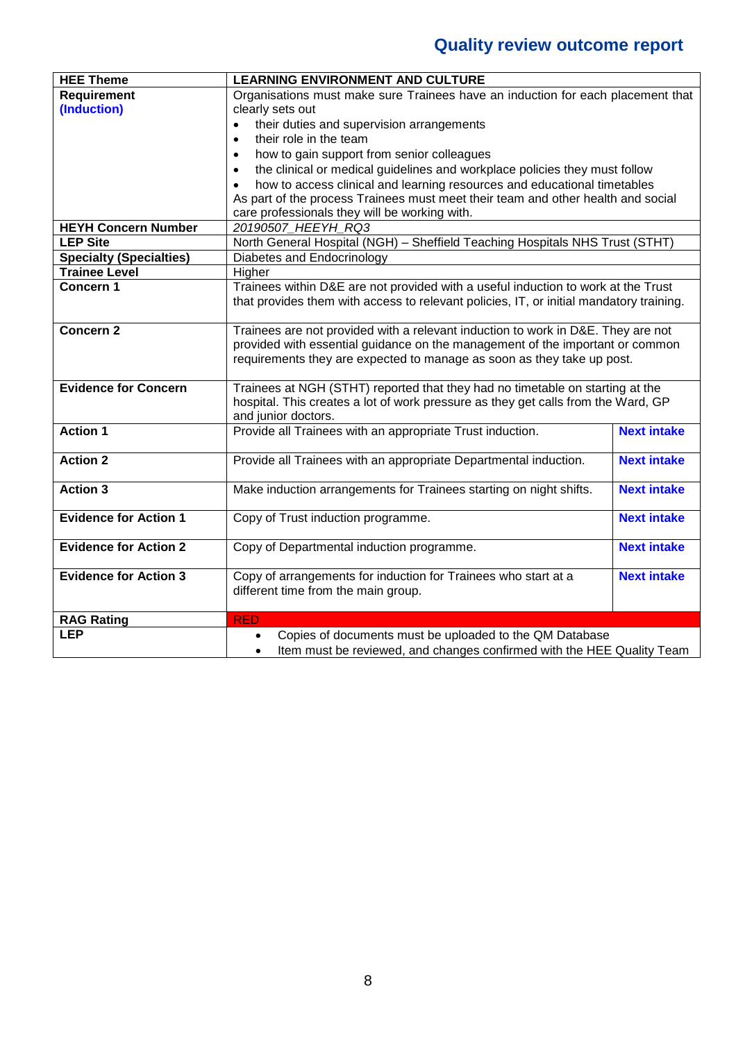## Quality review outcome report

| HEE Theme | LEARNING ENVIRONMENT AND CULTURE | |
|---|---|---|
| **Requirement (Induction)** | Organisations must make sure Trainees have an induction for each placement that clearly sets out<br>• their duties and supervision arrangements<br>• their role in the team<br>• how to gain support from senior colleagues<br>• the clinical or medical guidelines and workplace policies they must follow<br>• how to access clinical and learning resources and educational timetables<br>As part of the process Trainees must meet their team and other health and social care professionals they will be working with. | |
| **HEYH Concern Number** | *20190507_HEEYH_RQ3* | |
| **LEP Site** | North General Hospital (NGH) – Sheffield Teaching Hospitals NHS Trust (STHT) | |
| **Specialty (Specialties)** | Diabetes and Endocrinology | |
| **Trainee Level** | Higher | |
| **Concern 1** | Trainees within D&E are not provided with a useful induction to work at the Trust that provides them with access to relevant policies, IT, or initial mandatory training. | |
| **Concern 2** | Trainees are not provided with a relevant induction to work in D&E. They are not provided with essential guidance on the management of the important or common requirements they are expected to manage as soon as they take up post. | |
| **Evidence for Concern** | Trainees at NGH (STHT) reported that they had no timetable on starting at the hospital. This creates a lot of work pressure as they get calls from the Ward, GP and junior doctors. | |
| **Action 1** | Provide all Trainees with an appropriate Trust induction. | **Next intake** |
| **Action 2** | Provide all Trainees with an appropriate Departmental induction. | **Next intake** |
| **Action 3** | Make induction arrangements for Trainees starting on night shifts. | **Next intake** |
| **Evidence for Action 1** | Copy of Trust induction programme. | **Next intake** |
| **Evidence for Action 2** | Copy of Departmental induction programme. | **Next intake** |
| **Evidence for Action 3** | Copy of arrangements for induction for Trainees who start at a different time from the main group. | **Next intake** |
| **RAG Rating** | RED | |
| **LEP** | • Copies of documents must be uploaded to the QM Database<br>• Item must be reviewed, and changes confirmed with the HEE Quality Team | |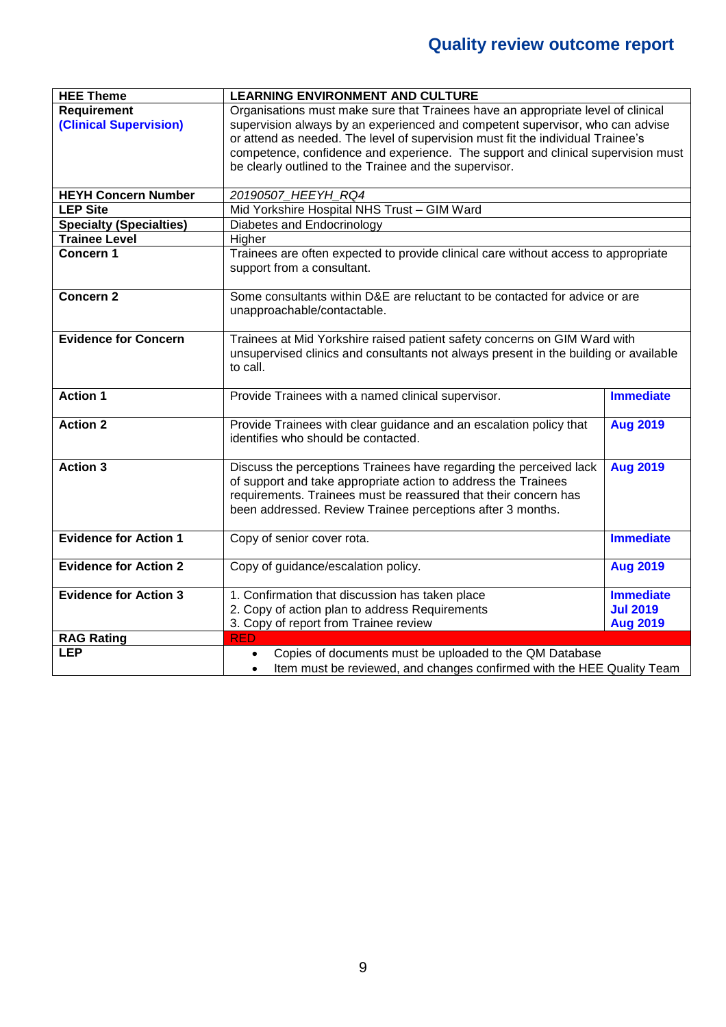# Quality review outcome report

| HEE Theme | LEARNING ENVIRONMENT AND CULTURE | |
|---|---|---|
| Requirement **(Clinical Supervision)** | Organisations must make sure that Trainees have an appropriate level of clinical supervision always by an experienced and competent supervisor, who can advise or attend as needed. The level of supervision must fit the individual Trainee's competence, confidence and experience. The support and clinical supervision must be clearly outlined to the Trainee and the supervisor. | |
| **HEYH Concern Number** | *20190507_HEEYH_RQ4* | |
| **LEP Site** | Mid Yorkshire Hospital NHS Trust – GIM Ward | |
| **Specialty (Specialties)** | Diabetes and Endocrinology | |
| **Trainee Level** | Higher | |
| **Concern 1** | Trainees are often expected to provide clinical care without access to appropriate support from a consultant. | |
| **Concern 2** | Some consultants within D&E are reluctant to be contacted for advice or are unapproachable/contactable. | |
| **Evidence for Concern** | Trainees at Mid Yorkshire raised patient safety concerns on GIM Ward with unsupervised clinics and consultants not always present in the building or available to call. | |
| **Action 1** | Provide Trainees with a named clinical supervisor. | **Immediate** |
| **Action 2** | Provide Trainees with clear guidance and an escalation policy that identifies who should be contacted. | **Aug 2019** |
| **Action 3** | Discuss the perceptions Trainees have regarding the perceived lack of support and take appropriate action to address the Trainees requirements. Trainees must be reassured that their concern has been addressed. Review Trainee perceptions after 3 months. | **Aug 2019** |
| **Evidence for Action 1** | Copy of senior cover rota. | **Immediate** |
| **Evidence for Action 2** | Copy of guidance/escalation policy. | **Aug 2019** |
| **Evidence for Action 3** | 1. Confirmation that discussion has taken place<br>2. Copy of action plan to address Requirements<br>3. Copy of report from Trainee review | **Immediate**<br>**Jul 2019**<br>**Aug 2019** |
| **RAG Rating** | RED | |
| **LEP** | • Copies of documents must be uploaded to the QM Database<br>• Item must be reviewed, and changes confirmed with the HEE Quality Team | |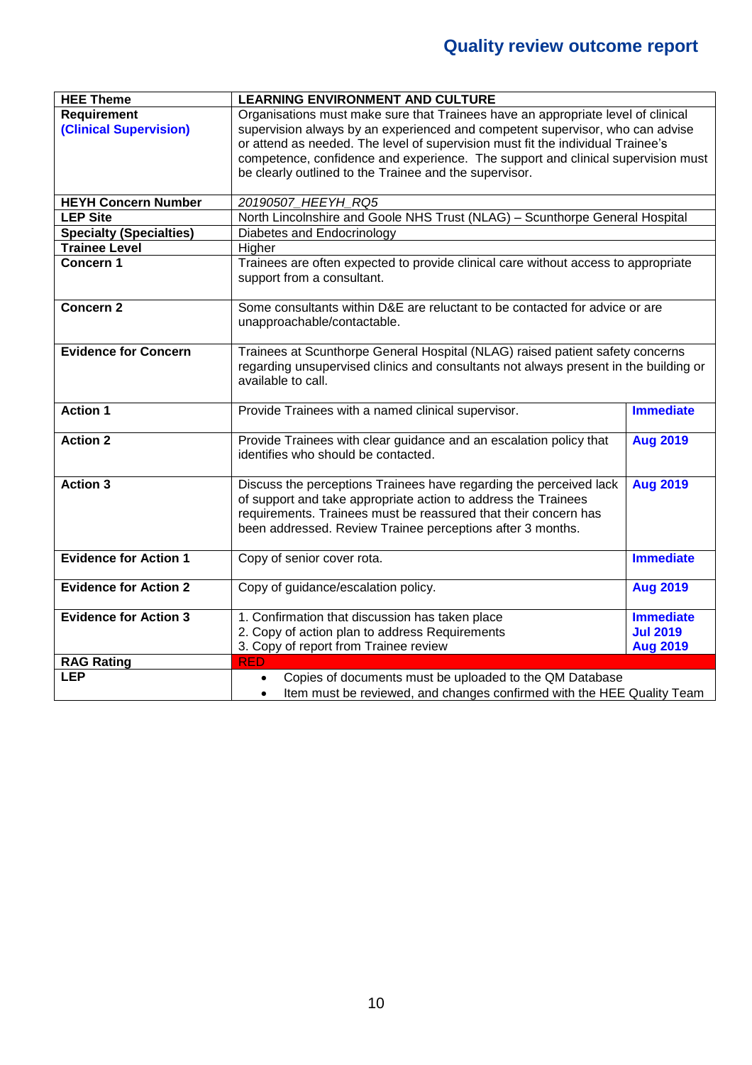## Quality review outcome report

| HEE Theme | LEARNING ENVIRONMENT AND CULTURE | |
|---|---|---|
| Requirement<br>**(Clinical Supervision)** | Organisations must make sure that Trainees have an appropriate level of clinical supervision always by an experienced and competent supervisor, who can advise or attend as needed. The level of supervision must fit the individual Trainee's competence, confidence and experience. The support and clinical supervision must be clearly outlined to the Trainee and the supervisor. | |
| **HEYH Concern Number** | *20190507_HEEYH_RQ5* | |
| **LEP Site** | North Lincolnshire and Goole NHS Trust (NLAG) – Scunthorpe General Hospital | |
| **Specialty (Specialties)** | Diabetes and Endocrinology | |
| **Trainee Level** | Higher | |
| **Concern 1** | Trainees are often expected to provide clinical care without access to appropriate support from a consultant. | |
| **Concern 2** | Some consultants within D&E are reluctant to be contacted for advice or are unapproachable/contactable. | |
| **Evidence for Concern** | Trainees at Scunthorpe General Hospital (NLAG) raised patient safety concerns regarding unsupervised clinics and consultants not always present in the building or available to call. | |
| **Action 1** | Provide Trainees with a named clinical supervisor. | **Immediate** |
| **Action 2** | Provide Trainees with clear guidance and an escalation policy that identifies who should be contacted. | **Aug 2019** |
| **Action 3** | Discuss the perceptions Trainees have regarding the perceived lack of support and take appropriate action to address the Trainees requirements. Trainees must be reassured that their concern has been addressed. Review Trainee perceptions after 3 months. | **Aug 2019** |
| **Evidence for Action 1** | Copy of senior cover rota. | **Immediate** |
| **Evidence for Action 2** | Copy of guidance/escalation policy. | **Aug 2019** |
| **Evidence for Action 3** | 1. Confirmation that discussion has taken place<br>2. Copy of action plan to address Requirements<br>3. Copy of report from Trainee review | **Immediate**<br>**Jul 2019**<br>**Aug 2019** |
| **RAG Rating** | RED | |
| **LEP** | • Copies of documents must be uploaded to the QM Database<br>• Item must be reviewed, and changes confirmed with the HEE Quality Team | |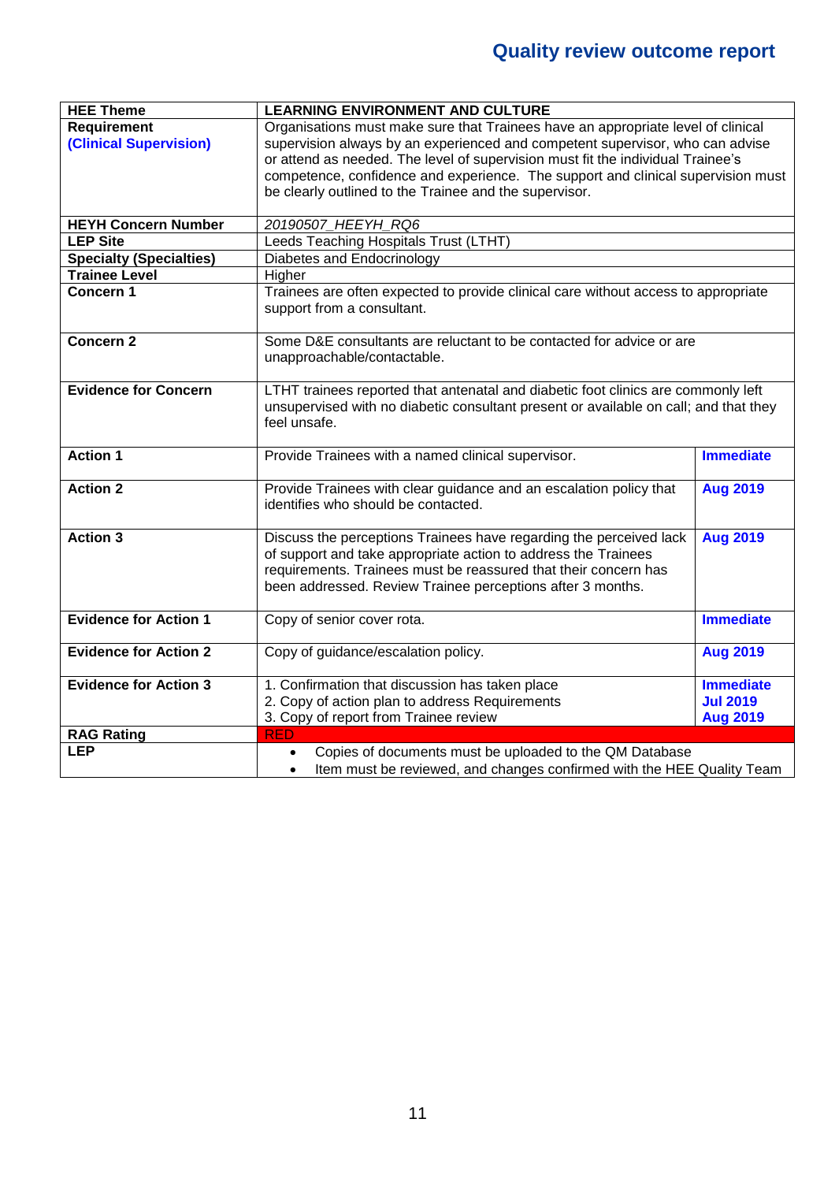## Quality review outcome report

| HEE Theme | LEARNING ENVIRONMENT AND CULTURE | |
|---|---|---|
| **Requirement** **(Clinical Supervision)** | Organisations must make sure that Trainees have an appropriate level of clinical supervision always by an experienced and competent supervisor, who can advise or attend as needed. The level of supervision must fit the individual Trainee's competence, confidence and experience. The support and clinical supervision must be clearly outlined to the Trainee and the supervisor. | |
| **HEYH Concern Number** | *20190507_HEEYH_RQ6* | |
| **LEP Site** | Leeds Teaching Hospitals Trust (LTHT) | |
| **Specialty (Specialties)** | Diabetes and Endocrinology | |
| **Trainee Level** | Higher | |
| **Concern 1** | Trainees are often expected to provide clinical care without access to appropriate support from a consultant. | |
| **Concern 2** | Some D&E consultants are reluctant to be contacted for advice or are unapproachable/contactable. | |
| **Evidence for Concern** | LTHT trainees reported that antenatal and diabetic foot clinics are commonly left unsupervised with no diabetic consultant present or available on call; and that they feel unsafe. | |
| **Action 1** | Provide Trainees with a named clinical supervisor. | **Immediate** |
| **Action 2** | Provide Trainees with clear guidance and an escalation policy that identifies who should be contacted. | **Aug 2019** |
| **Action 3** | Discuss the perceptions Trainees have regarding the perceived lack of support and take appropriate action to address the Trainees requirements. Trainees must be reassured that their concern has been addressed. Review Trainee perceptions after 3 months. | **Aug 2019** |
| **Evidence for Action 1** | Copy of senior cover rota. | **Immediate** |
| **Evidence for Action 2** | Copy of guidance/escalation policy. | **Aug 2019** |
| **Evidence for Action 3** | 1. Confirmation that discussion has taken place<br>2. Copy of action plan to address Requirements<br>3. Copy of report from Trainee review | **Immediate**<br>**Jul 2019**<br>**Aug 2019** |
| **RAG Rating** | RED | |
| **LEP** | • Copies of documents must be uploaded to the QM Database<br>• Item must be reviewed, and changes confirmed with the HEE Quality Team | |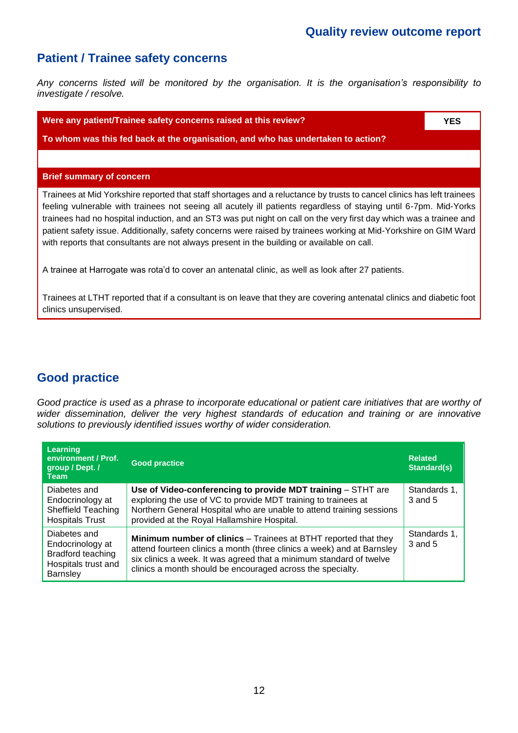## Patient / Trainee safety concerns

*Any concerns listed will be monitored by the organisation. It is the organisation's responsibility to investigate / resolve.*

| Were any patient/Trainee safety concerns raised at this review? | YES |
|---|---|
| **To whom was this fed back at the organisation, and who has undertaken to action?** | |
| | |

**Brief summary of concern**

Trainees at Mid Yorkshire reported that staff shortages and a reluctance by trusts to cancel clinics has left trainees feeling vulnerable with trainees not seeing all acutely ill patients regardless of staying until 6-7pm. Mid-Yorks trainees had no hospital induction, and an ST3 was put night on call on the very first day which was a trainee and patient safety issue. Additionally, safety concerns were raised by trainees working at Mid-Yorkshire on GIM Ward with reports that consultants are not always present in the building or available on call.

A trainee at Harrogate was rota'd to cover an antenatal clinic, as well as look after 27 patients.

Trainees at LTHT reported that if a consultant is on leave that they are covering antenatal clinics and diabetic foot clinics unsupervised.

## Good practice

*Good practice is used as a phrase to incorporate educational or patient care initiatives that are worthy of wider dissemination, deliver the very highest standards of education and training or are innovative solutions to previously identified issues worthy of wider consideration.*

| Learning environment / Prof. group / Dept. / Team | Good practice | Related Standard(s) |
|---|---|---|
| Diabetes and Endocrinology at Sheffield Teaching Hospitals Trust | **Use of Video-conferencing to provide MDT training** – STHT are exploring the use of VC to provide MDT training to trainees at Northern General Hospital who are unable to attend training sessions provided at the Royal Hallamshire Hospital. | Standards 1, 3 and 5 |
| Diabetes and Endocrinology at Bradford teaching Hospitals trust and Barnsley | **Minimum number of clinics** – Trainees at BTHT reported that they attend fourteen clinics a month (three clinics a week) and at Barnsley six clinics a week. It was agreed that a minimum standard of twelve clinics a month should be encouraged across the specialty. | Standards 1, 3 and 5 |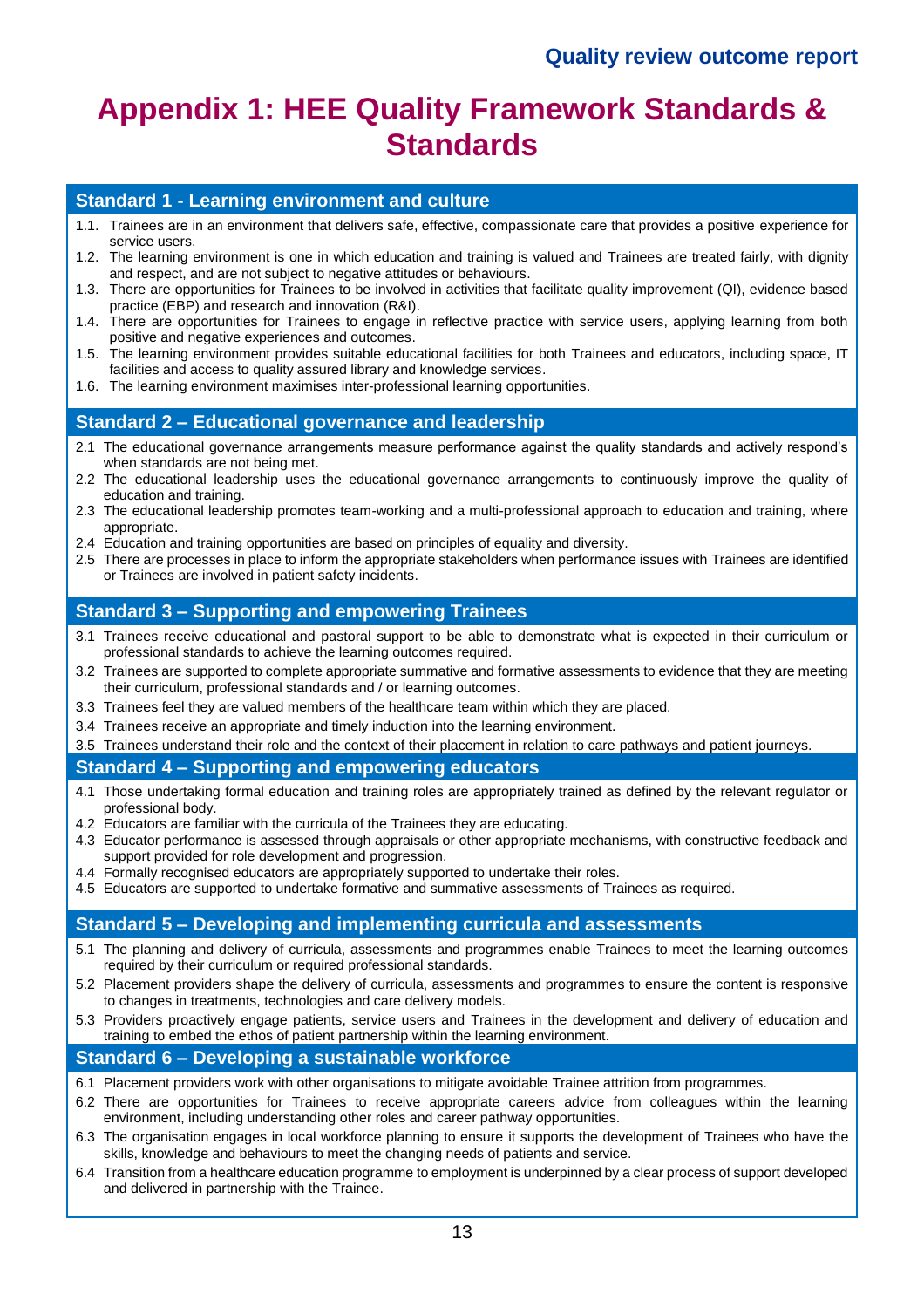# Appendix 1: HEE Quality Framework Standards & Standards

## Standard 1 - Learning environment and culture

1.1. Trainees are in an environment that delivers safe, effective, compassionate care that provides a positive experience for service users.
1.2. The learning environment is one in which education and training is valued and Trainees are treated fairly, with dignity and respect, and are not subject to negative attitudes or behaviours.
1.3. There are opportunities for Trainees to be involved in activities that facilitate quality improvement (QI), evidence based practice (EBP) and research and innovation (R&I).
1.4. There are opportunities for Trainees to engage in reflective practice with service users, applying learning from both positive and negative experiences and outcomes.
1.5. The learning environment provides suitable educational facilities for both Trainees and educators, including space, IT facilities and access to quality assured library and knowledge services.
1.6. The learning environment maximises inter-professional learning opportunities.

## Standard 2 – Educational governance and leadership

2.1 The educational governance arrangements measure performance against the quality standards and actively respond's when standards are not being met.
2.2 The educational leadership uses the educational governance arrangements to continuously improve the quality of education and training.
2.3 The educational leadership promotes team-working and a multi-professional approach to education and training, where appropriate.
2.4 Education and training opportunities are based on principles of equality and diversity.
2.5 There are processes in place to inform the appropriate stakeholders when performance issues with Trainees are identified or Trainees are involved in patient safety incidents.

## Standard 3 – Supporting and empowering Trainees

3.1 Trainees receive educational and pastoral support to be able to demonstrate what is expected in their curriculum or professional standards to achieve the learning outcomes required.
3.2 Trainees are supported to complete appropriate summative and formative assessments to evidence that they are meeting their curriculum, professional standards and / or learning outcomes.
3.3 Trainees feel they are valued members of the healthcare team within which they are placed.
3.4 Trainees receive an appropriate and timely induction into the learning environment.
3.5 Trainees understand their role and the context of their placement in relation to care pathways and patient journeys.

## Standard 4 – Supporting and empowering educators

4.1 Those undertaking formal education and training roles are appropriately trained as defined by the relevant regulator or professional body.
4.2 Educators are familiar with the curricula of the Trainees they are educating.
4.3 Educator performance is assessed through appraisals or other appropriate mechanisms, with constructive feedback and support provided for role development and progression.
4.4 Formally recognised educators are appropriately supported to undertake their roles.
4.5 Educators are supported to undertake formative and summative assessments of Trainees as required.

## Standard 5 – Developing and implementing curricula and assessments

5.1 The planning and delivery of curricula, assessments and programmes enable Trainees to meet the learning outcomes required by their curriculum or required professional standards.
5.2 Placement providers shape the delivery of curricula, assessments and programmes to ensure the content is responsive to changes in treatments, technologies and care delivery models.
5.3 Providers proactively engage patients, service users and Trainees in the development and delivery of education and training to embed the ethos of patient partnership within the learning environment.

## Standard 6 – Developing a sustainable workforce

6.1 Placement providers work with other organisations to mitigate avoidable Trainee attrition from programmes.
6.2 There are opportunities for Trainees to receive appropriate careers advice from colleagues within the learning environment, including understanding other roles and career pathway opportunities.
6.3 The organisation engages in local workforce planning to ensure it supports the development of Trainees who have the skills, knowledge and behaviours to meet the changing needs of patients and service.
6.4 Transition from a healthcare education programme to employment is underpinned by a clear process of support developed and delivered in partnership with the Trainee.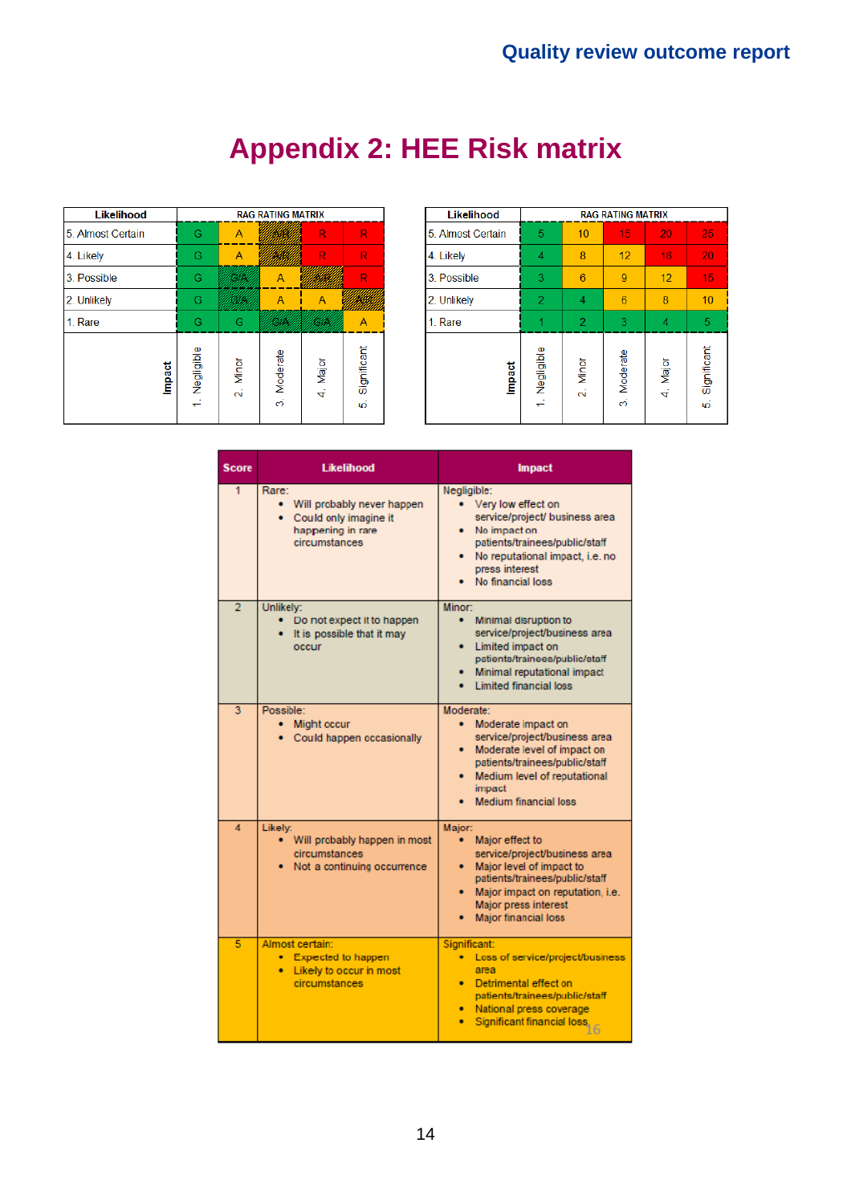# Appendix 2: HEE Risk matrix

| Likelihood | RAG RATING MATRIX | | | | |
|---|---|---|---|---|---|
| 5. Almost Certain | G | A | A/R | R | R |
| 4. Likely | G | A | A/R | R | R |
| 3. Possible | G | G/A | A | A/R | R |
| 2. Unlikely | G | G/A | A | A | A/R |
| 1. Rare | G | G | G/A | G/A | A |
| Impact | 1. Negligible | 2. Minor | 3. Moderate | 4. Major | 5. Significant |

| Likelihood | RAG RATING MATRIX | | | | |
|---|---|---|---|---|---|
| 5. Almost Certain | 5 | 10 | 15 | 20 | 25 |
| 4. Likely | 4 | 8 | 12 | 16 | 20 |
| 3. Possible | 3 | 6 | 9 | 12 | 15 |
| 2. Unlikely | 2 | 4 | 6 | 8 | 10 |
| 1. Rare | 1 | 2 | 3 | 4 | 5 |
| Impact | 1. Negligible | 2. Minor | 3. Moderate | 4. Major | 5. Significant |

| Score | Likelihood | Impact |
|---|---|---|
| 1 | Rare:<br>• Will probably never happen<br>• Could only imagine it happening in rare circumstances | Negligible:<br>• Very low effect on service/project/ business area<br>• No impact on patients/trainees/public/staff<br>• No reputational impact, i.e. no press interest<br>• No financial loss |
| 2 | Unlikely:<br>• Do not expect it to happen<br>• It is possible that it may occur | Minor:<br>• Minimal disruption to service/project/business area<br>• Limited impact on patients/trainees/public/staff<br>• Minimal reputational impact<br>• Limited financial loss |
| 3 | Possible:<br>• Might occur<br>• Could happen occasionally | Moderate:<br>• Moderate impact on service/project/business area<br>• Moderate level of impact on patients/trainees/public/staff<br>• Medium level of reputational impact<br>• Medium financial loss |
| 4 | Likely:<br>• Will probably happen in most circumstances<br>• Not a continuing occurrence | Major:<br>• Major effect to service/project/business area<br>• Major level of impact to patients/trainees/public/staff<br>• Major impact on reputation, i.e. Major press interest<br>• Major financial loss |
| 5 | Almost certain:<br>• Expected to happen<br>• Likely to occur in most circumstances | Significant:<br>• Loss of service/project/business area<br>• Detrimental effect on patients/trainees/public/staff<br>• National press coverage<br>• Significant financial loss |